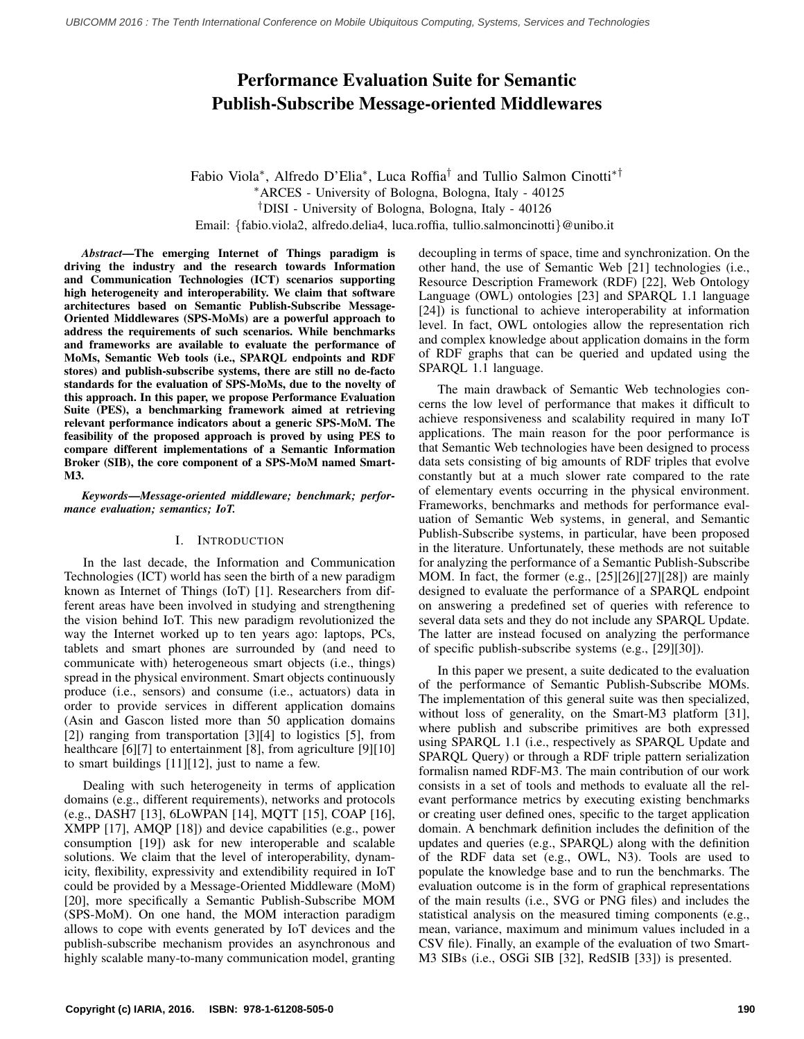# Performance Evaluation Suite for Semantic Publish-Subscribe Message-oriented Middlewares

Fabio Viola*, Alfredo D'Elia*, Luca Roffia† and Tullio Salmon Cinotti*†

*ARCES - University of Bologna, Bologna, Italy - 40125

†DISI - University of Bologna, Bologna, Italy - 40126

Email: {fabio.viola2, alfredo.delia4, luca.roffia, tullio.salmoncinotti}@unibo.it

***Abstract*—The emerging Internet of Things paradigm is driving the industry and the research towards Information and Communication Technologies (ICT) scenarios supporting high heterogeneity and interoperability. We claim that software architectures based on Semantic Publish-Subscribe Message-Oriented Middlewares (SPS-MoMs) are a powerful approach to address the requirements of such scenarios. While benchmarks and frameworks are available to evaluate the performance of MoMs, Semantic Web tools (i.e., SPARQL endpoints and RDF stores) and publish-subscribe systems, there are still no de-facto standards for the evaluation of SPS-MoMs, due to the novelty of this approach. In this paper, we propose Performance Evaluation Suite (PES), a benchmarking framework aimed at retrieving relevant performance indicators about a generic SPS-MoM. The feasibility of the proposed approach is proved by using PES to compare different implementations of a Semantic Information Broker (SIB), the core component of a SPS-MoM named Smart-M3.**

***Keywords*—Message-oriented middleware; benchmark; performance evaluation; semantics; IoT.**

## I. Introduction

In the last decade, the Information and Communication Technologies (ICT) world has seen the birth of a new paradigm known as Internet of Things (IoT) [1]. Researchers from different areas have been involved in studying and strengthening the vision behind IoT. This new paradigm revolutionized the way the Internet worked up to ten years ago: laptops, PCs, tablets and smart phones are surrounded by (and need to communicate with) heterogeneous smart objects (i.e., things) spread in the physical environment. Smart objects continuously produce (i.e., sensors) and consume (i.e., actuators) data in order to provide services in different application domains (Asin and Gascon listed more than 50 application domains [2]) ranging from transportation [3][4] to logistics [5], from healthcare [6][7] to entertainment [8], from agriculture [9][10] to smart buildings [11][12], just to name a few.

Dealing with such heterogeneity in terms of application domains (e.g., different requirements), networks and protocols (e.g., DASH7 [13], 6LoWPAN [14], MQTT [15], COAP [16], XMPP [17], AMQP [18]) and device capabilities (e.g., power consumption [19]) ask for new interoperable and scalable solutions. We claim that the level of interoperability, dynamicity, flexibility, expressivity and extendibility required in IoT could be provided by a Message-Oriented Middleware (MoM) [20], more specifically a Semantic Publish-Subscribe MOM (SPS-MoM). On one hand, the MOM interaction paradigm allows to cope with events generated by IoT devices and the publish-subscribe mechanism provides an asynchronous and highly scalable many-to-many communication model, granting decoupling in terms of space, time and synchronization. On the other hand, the use of Semantic Web [21] technologies (i.e., Resource Description Framework (RDF) [22], Web Ontology Language (OWL) ontologies [23] and SPARQL 1.1 language [24]) is functional to achieve interoperability at information level. In fact, OWL ontologies allow the representation rich and complex knowledge about application domains in the form of RDF graphs that can be queried and updated using the SPARQL 1.1 language.

The main drawback of Semantic Web technologies concerns the low level of performance that makes it difficult to achieve responsiveness and scalability required in many IoT applications. The main reason for the poor performance is that Semantic Web technologies have been designed to process data sets consisting of big amounts of RDF triples that evolve constantly but at a much slower rate compared to the rate of elementary events occurring in the physical environment. Frameworks, benchmarks and methods for performance evaluation of Semantic Web systems, in general, and Semantic Publish-Subscribe systems, in particular, have been proposed in the literature. Unfortunately, these methods are not suitable for analyzing the performance of a Semantic Publish-Subscribe MOM. In fact, the former (e.g., [25][26][27][28]) are mainly designed to evaluate the performance of a SPARQL endpoint on answering a predefined set of queries with reference to several data sets and they do not include any SPARQL Update. The latter are instead focused on analyzing the performance of specific publish-subscribe systems (e.g., [29][30]).

In this paper we present, a suite dedicated to the evaluation of the performance of Semantic Publish-Subscribe MOMs. The implementation of this general suite was then specialized, without loss of generality, on the Smart-M3 platform [31], where publish and subscribe primitives are both expressed using SPARQL 1.1 (i.e., respectively as SPARQL Update and SPARQL Query) or through a RDF triple pattern serialization formalisn named RDF-M3. The main contribution of our work consists in a set of tools and methods to evaluate all the relevant performance metrics by executing existing benchmarks or creating user defined ones, specific to the target application domain. A benchmark definition includes the definition of the updates and queries (e.g., SPARQL) along with the definition of the RDF data set (e.g., OWL, N3). Tools are used to populate the knowledge base and to run the benchmarks. The evaluation outcome is in the form of graphical representations of the main results (i.e., SVG or PNG files) and includes the statistical analysis on the measured timing components (e.g., mean, variance, maximum and minimum values included in a CSV file). Finally, an example of the evaluation of two Smart-M3 SIBs (i.e., OSGi SIB [32], RedSIB [33]) is presented.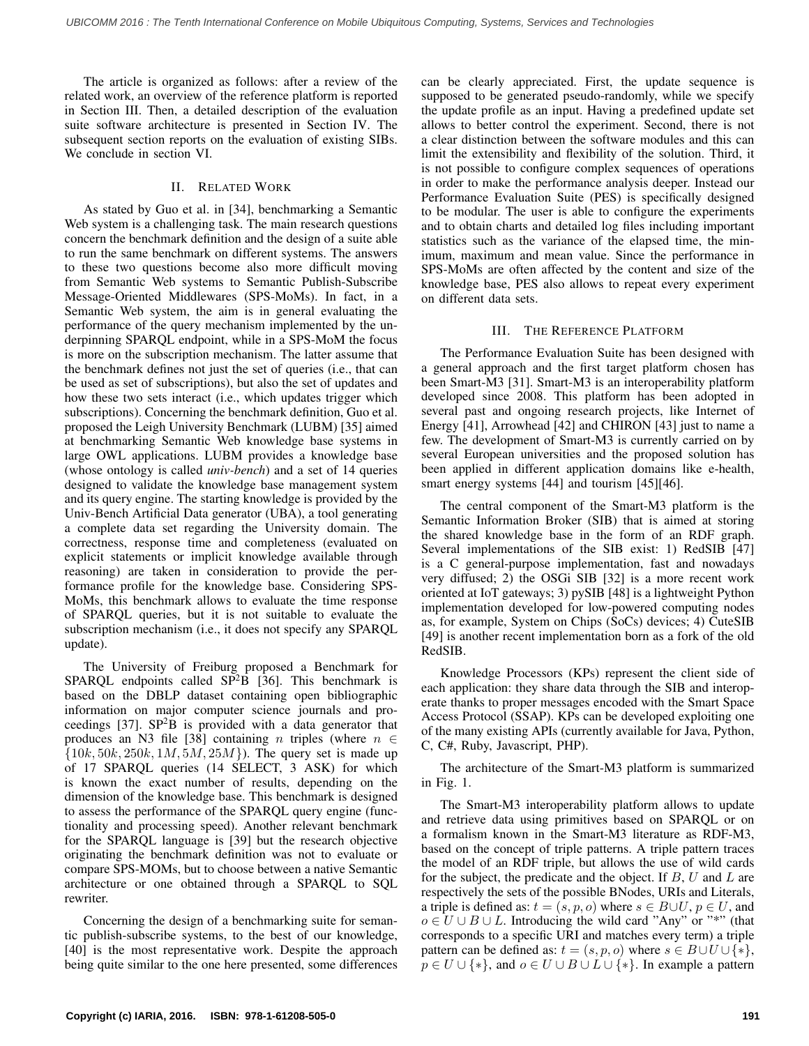The article is organized as follows: after a review of the related work, an overview of the reference platform is reported in Section III. Then, a detailed description of the evaluation suite software architecture is presented in Section IV. The subsequent section reports on the evaluation of existing SIBs. We conclude in section VI.

## II. Related Work

As stated by Guo et al. in [34], benchmarking a Semantic Web system is a challenging task. The main research questions concern the benchmark definition and the design of a suite able to run the same benchmark on different systems. The answers to these two questions become also more difficult moving from Semantic Web systems to Semantic Publish-Subscribe Message-Oriented Middlewares (SPS-MoMs). In fact, in a Semantic Web system, the aim is in general evaluating the performance of the query mechanism implemented by the underpinning SPARQL endpoint, while in a SPS-MoM the focus is more on the subscription mechanism. The latter assume that the benchmark defines not just the set of queries (i.e., that can be used as set of subscriptions), but also the set of updates and how these two sets interact (i.e., which updates trigger which subscriptions). Concerning the benchmark definition, Guo et al. proposed the Leigh University Benchmark (LUBM) [35] aimed at benchmarking Semantic Web knowledge base systems in large OWL applications. LUBM provides a knowledge base (whose ontology is called *univ-bench*) and a set of 14 queries designed to validate the knowledge base management system and its query engine. The starting knowledge is provided by the Univ-Bench Artificial Data generator (UBA), a tool generating a complete data set regarding the University domain. The correctness, response time and completeness (evaluated on explicit statements or implicit knowledge available through reasoning) are taken in consideration to provide the performance profile for the knowledge base. Considering SPS-MoMs, this benchmark allows to evaluate the time response of SPARQL queries, but it is not suitable to evaluate the subscription mechanism (i.e., it does not specify any SPARQL update).

The University of Freiburg proposed a Benchmark for SPARQL endpoints called $SP^2B$ [36]. This benchmark is based on the DBLP dataset containing open bibliographic information on major computer science journals and proceedings [37]. $SP^2B$ is provided with a data generator that produces an N3 file [38] containing $n$ triples (where $n \in \{10k, 50k, 250k, 1M, 5M, 25M\}$). The query set is made up of 17 SPARQL queries (14 SELECT, 3 ASK) for which is known the exact number of results, depending on the dimension of the knowledge base. This benchmark is designed to assess the performance of the SPARQL query engine (functionality and processing speed). Another relevant benchmark for the SPARQL language is [39] but the research objective originating the benchmark definition was not to evaluate or compare SPS-MOMs, but to choose between a native Semantic architecture or one obtained through a SPARQL to SQL rewriter.

Concerning the design of a benchmarking suite for semantic publish-subscribe systems, to the best of our knowledge, [40] is the most representative work. Despite the approach being quite similar to the one here presented, some differences can be clearly appreciated. First, the update sequence is supposed to be generated pseudo-randomly, while we specify the update profile as an input. Having a predefined update set allows to better control the experiment. Second, there is not a clear distinction between the software modules and this can limit the extensibility and flexibility of the solution. Third, it is not possible to configure complex sequences of operations in order to make the performance analysis deeper. Instead our Performance Evaluation Suite (PES) is specifically designed to be modular. The user is able to configure the experiments and to obtain charts and detailed log files including important statistics such as the variance of the elapsed time, the minimum, maximum and mean value. Since the performance in SPS-MoMs are often affected by the content and size of the knowledge base, PES also allows to repeat every experiment on different data sets.

## III. The Reference Platform

The Performance Evaluation Suite has been designed with a general approach and the first target platform chosen has been Smart-M3 [31]. Smart-M3 is an interoperability platform developed since 2008. This platform has been adopted in several past and ongoing research projects, like Internet of Energy [41], Arrowhead [42] and CHIRON [43] just to name a few. The development of Smart-M3 is currently carried on by several European universities and the proposed solution has been applied in different application domains like e-health, smart energy systems [44] and tourism [45][46].

The central component of the Smart-M3 platform is the Semantic Information Broker (SIB) that is aimed at storing the shared knowledge base in the form of an RDF graph. Several implementations of the SIB exist: 1) RedSIB [47] is a C general-purpose implementation, fast and nowadays very diffused; 2) the OSGi SIB [32] is a more recent work oriented at IoT gateways; 3) pySIB [48] is a lightweight Python implementation developed for low-powered computing nodes as, for example, System on Chips (SoCs) devices; 4) CuteSIB [49] is another recent implementation born as a fork of the old RedSIB.

Knowledge Processors (KPs) represent the client side of each application: they share data through the SIB and interoperate thanks to proper messages encoded with the Smart Space Access Protocol (SSAP). KPs can be developed exploiting one of the many existing APIs (currently available for Java, Python, C, C#, Ruby, Javascript, PHP).

The architecture of the Smart-M3 platform is summarized in Fig. 1.

The Smart-M3 interoperability platform allows to update and retrieve data using primitives based on SPARQL or on a formalism known in the Smart-M3 literature as RDF-M3, based on the concept of triple patterns. A triple pattern traces the model of an RDF triple, but allows the use of wild cards for the subject, the predicate and the object. If $B$, $U$ and $L$ are respectively the sets of the possible BNodes, URIs and Literals, a triple is defined as: $t = (s, p, o)$ where $s \in B \cup U$, $p \in U$, and $o \in U \cup B \cup L$. Introducing the wild card "Any" or "*" (that corresponds to a specific URI and matches every term) a triple pattern can be defined as: $t = (s, p, o)$ where $s \in B \cup U \cup \{*\}$, $p \in U \cup \{*\}$, and $o \in U \cup B \cup L \cup \{*\}$. In example a pattern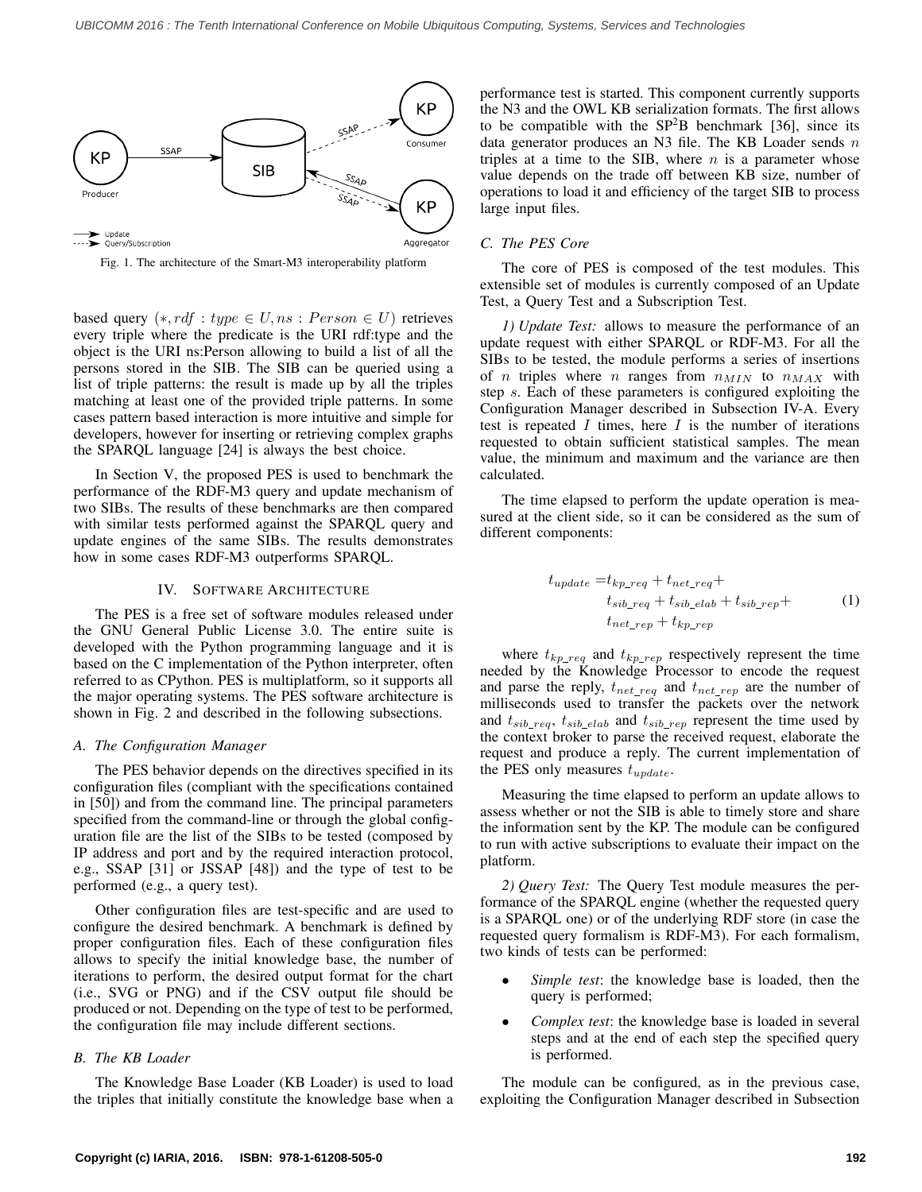Fig. 1. The architecture of the Smart-M3 interoperability platform

based query $(*, rdf : type \in U, ns : Person \in U)$ retrieves every triple where the predicate is the URI rdf:type and the object is the URI ns:Person allowing to build a list of all the persons stored in the SIB. The SIB can be queried using a list of triple patterns: the result is made up by all the triples matching at least one of the provided triple patterns. In some cases pattern based interaction is more intuitive and simple for developers, however for inserting or retrieving complex graphs the SPARQL language [24] is always the best choice.

In Section V, the proposed PES is used to benchmark the performance of the RDF-M3 query and update mechanism of two SIBs. The results of these benchmarks are then compared with similar tests performed against the SPARQL query and update engines of the same SIBs. The results demonstrates how in some cases RDF-M3 outperforms SPARQL.

## IV. Software Architecture

The PES is a free set of software modules released under the GNU General Public License 3.0. The entire suite is developed with the Python programming language and it is based on the C implementation of the Python interpreter, often referred to as CPython. PES is multiplatform, so it supports all the major operating systems. The PES software architecture is shown in Fig. 2 and described in the following subsections.

### A. The Configuration Manager

The PES behavior depends on the directives specified in its configuration files (compliant with the specifications contained in [50]) and from the command line. The principal parameters specified from the command-line or through the global configuration file are the list of the SIBs to be tested (composed by IP address and port and by the required interaction protocol, e.g., SSAP [31] or JSSAP [48]) and the type of test to be performed (e.g., a query test).

Other configuration files are test-specific and are used to configure the desired benchmark. A benchmark is defined by proper configuration files. Each of these configuration files allows to specify the initial knowledge base, the number of iterations to perform, the desired output format for the chart (i.e., SVG or PNG) and if the CSV output file should be produced or not. Depending on the type of test to be performed, the configuration file may include different sections.

### B. The KB Loader

The Knowledge Base Loader (KB Loader) is used to load the triples that initially constitute the knowledge base when a performance test is started. This component currently supports the N3 and the OWL KB serialization formats. The first allows to be compatible with the SP²B benchmark [36], since its data generator produces an N3 file. The KB Loader sends $n$ triples at a time to the SIB, where $n$ is a parameter whose value depends on the trade off between KB size, number of operations to load it and efficiency of the target SIB to process large input files.

### C. The PES Core

The core of PES is composed of the test modules. This extensible set of modules is currently composed of an Update Test, a Query Test and a Subscription Test.

*1) Update Test:* allows to measure the performance of an update request with either SPARQL or RDF-M3. For all the SIBs to be tested, the module performs a series of insertions of $n$ triples where $n$ ranges from $n_{MIN}$ to $n_{MAX}$ with step $s$. Each of these parameters is configured exploiting the Configuration Manager described in Subsection IV-A. Every test is repeated $I$ times, here $I$ is the number of iterations requested to obtain sufficient statistical samples. The mean value, the minimum and maximum and the variance are then calculated.

The time elapsed to perform the update operation is measured at the client side, so it can be considered as the sum of different components:

$$
\begin{aligned}
t_{update} = & t_{kp\_req} + t_{net\_req} + \\
& t_{sib\_req} + t_{sib\_elab} + t_{sib\_rep} + \\
& t_{net\_rep} + t_{kp\_rep}
\end{aligned} \tag{1}
$$

where $t_{kp\_req}$ and $t_{kp\_rep}$ respectively represent the time needed by the Knowledge Processor to encode the request and parse the reply, $t_{net\_req}$ and $t_{net\_rep}$ are the number of milliseconds used to transfer the packets over the network and $t_{sib\_req}$, $t_{sib\_elab}$ and $t_{sib\_rep}$ represent the time used by the context broker to parse the received request, elaborate the request and produce a reply. The current implementation of the PES only measures $t_{update}$.

Measuring the time elapsed to perform an update allows to assess whether or not the SIB is able to timely store and share the information sent by the KP. The module can be configured to run with active subscriptions to evaluate their impact on the platform.

*2) Query Test:* The Query Test module measures the performance of the SPARQL engine (whether the requested query is a SPARQL one) or of the underlying RDF store (in case the requested query formalism is RDF-M3). For each formalism, two kinds of tests can be performed:

- *Simple test*: the knowledge base is loaded, then the query is performed;
- *Complex test*: the knowledge base is loaded in several steps and at the end of each step the specified query is performed.

The module can be configured, as in the previous case, exploiting the Configuration Manager described in Subsection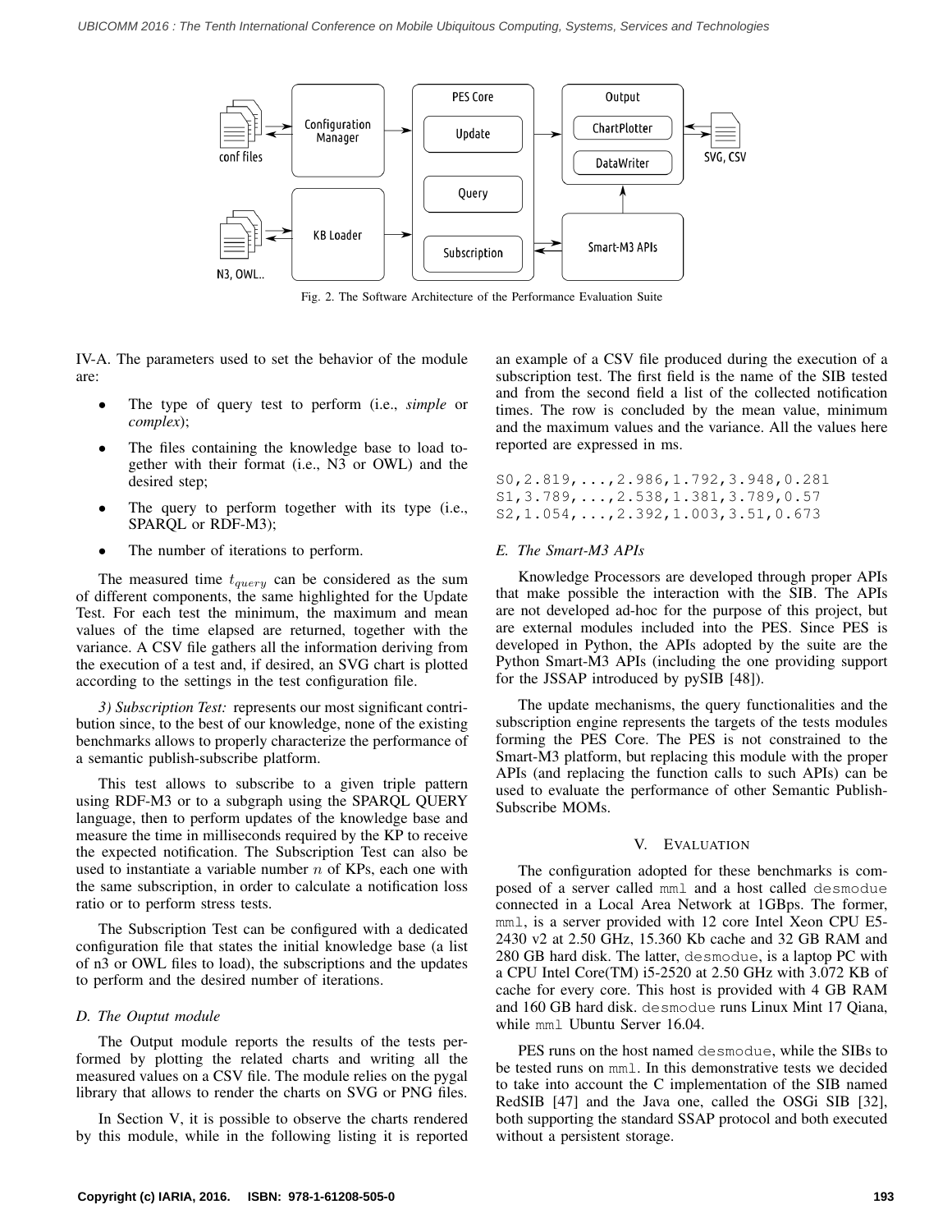Fig. 2. The Software Architecture of the Performance Evaluation Suite

IV-A. The parameters used to set the behavior of the module are:

- The type of query test to perform (i.e., *simple* or *complex*);
- The files containing the knowledge base to load together with their format (i.e., N3 or OWL) and the desired step;
- The query to perform together with its type (i.e., SPARQL or RDF-M3);
- The number of iterations to perform.

The measured time $t_{query}$ can be considered as the sum of different components, the same highlighted for the Update Test. For each test the minimum, the maximum and mean values of the time elapsed are returned, together with the variance. A CSV file gathers all the information deriving from the execution of a test and, if desired, an SVG chart is plotted according to the settings in the test configuration file.

*3) Subscription Test:* represents our most significant contribution since, to the best of our knowledge, none of the existing benchmarks allows to properly characterize the performance of a semantic publish-subscribe platform.

This test allows to subscribe to a given triple pattern using RDF-M3 or to a subgraph using the SPARQL QUERY language, then to perform updates of the knowledge base and measure the time in milliseconds required by the KP to receive the expected notification. The Subscription Test can also be used to instantiate a variable number $n$ of KPs, each one with the same subscription, in order to calculate a notification loss ratio or to perform stress tests.

The Subscription Test can be configured with a dedicated configuration file that states the initial knowledge base (a list of n3 or OWL files to load), the subscriptions and the updates to perform and the desired number of iterations.

### D. The Ouptut module

The Output module reports the results of the tests performed by plotting the related charts and writing all the measured values on a CSV file. The module relies on the pygal library that allows to render the charts on SVG or PNG files.

In Section V, it is possible to observe the charts rendered by this module, while in the following listing it is reported an example of a CSV file produced during the execution of a subscription test. The first field is the name of the SIB tested and from the second field a list of the collected notification times. The row is concluded by the mean value, minimum and the maximum values and the variance. All the values here reported are expressed in ms.

```
S0,2.819,...,2.986,1.792,3.948,0.281
S1,3.789,...,2.538,1.381,3.789,0.57
S2,1.054,...,2.392,1.003,3.51,0.673
```

### E. The Smart-M3 APIs

Knowledge Processors are developed through proper APIs that make possible the interaction with the SIB. The APIs are not developed ad-hoc for the purpose of this project, but are external modules included into the PES. Since PES is developed in Python, the APIs adopted by the suite are the Python Smart-M3 APIs (including the one providing support for the JSSAP introduced by pySIB [48]).

The update mechanisms, the query functionalities and the subscription engine represents the targets of the tests modules forming the PES Core. The PES is not constrained to the Smart-M3 platform, but replacing this module with the proper APIs (and replacing the function calls to such APIs) can be used to evaluate the performance of other Semantic Publish-Subscribe MOMs.

## V. Evaluation

The configuration adopted for these benchmarks is composed of a server called `mml` and a host called `desmodue` connected in a Local Area Network at 1GBps. The former, `mml`, is a server provided with 12 core Intel Xeon CPU E5-2430 v2 at 2.50 GHz, 15.360 Kb cache and 32 GB RAM and 280 GB hard disk. The latter, `desmodue`, is a laptop PC with a CPU Intel Core(TM) i5-2520 at 2.50 GHz with 3.072 KB of cache for every core. This host is provided with 4 GB RAM and 160 GB hard disk. `desmodue` runs Linux Mint 17 Qiana, while `mml` Ubuntu Server 16.04.

PES runs on the host named `desmodue`, while the SIBs to be tested runs on `mml`. In this demonstrative tests we decided to take into account the C implementation of the SIB named RedSIB [47] and the Java one, called the OSGi SIB [32], both supporting the standard SSAP protocol and both executed without a persistent storage.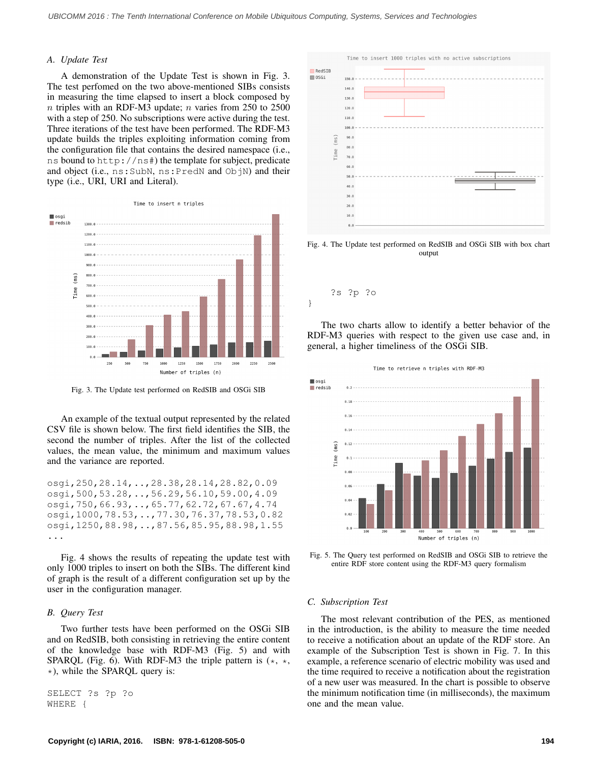### A. Update Test

A demonstration of the Update Test is shown in Fig. 3. The test perfomed on the two above-mentioned SIBs consists in measuring the time elapsed to insert a block composed by $n$ triples with an RDF-M3 update; $n$ varies from 250 to 2500 with a step of 250. No subscriptions were active during the test. Three iterations of the test have been performed. The RDF-M3 update builds the triples exploiting information coming from the configuration file that contains the desired namespace (i.e., `ns` bound to `http://ns#`) the template for subject, predicate and object (i.e., `ns:SubN`, `ns:PredN` and `ObjN`) and their type (i.e., URI, URI and Literal).

Fig. 3. The Update test performed on RedSIB and OSGi SIB

An example of the textual output represented by the related CSV file is shown below. The first field identifies the SIB, the second the number of triples. After the list of the collected values, the mean value, the minimum and maximum values and the variance are reported.

```
osgi,250,28.14,..,28.38,28.14,28.82,0.09
osgi,500,53.28,..,56.29,56.10,59.00,4.09
osgi,750,66.93,..,65.77,62.72,67.67,4.74
osgi,1000,78.53,..,77.30,76.37,78.53,0.82
osgi,1250,88.98,..,87.56,85.95,88.98,1.55
...
```

Fig. 4 shows the results of repeating the update test with only 1000 triples to insert on both the SIBs. The different kind of graph is the result of a different configuration set up by the user in the configuration manager.

### B. Query Test

Two further tests have been performed on the OSGi SIB and on RedSIB, both consisting in retrieving the entire content of the knowledge base with RDF-M3 (Fig. 5) and with SPARQL (Fig. 6). With RDF-M3 the triple pattern is ($*$, $*$, $*$), while the SPARQL query is:

```
SELECT ?s ?p ?o
WHERE {
    ?s ?p ?o
}
```

Fig. 4. The Update test performed on RedSIB and OSGi SIB with box chart output

The two charts allow to identify a better behavior of the RDF-M3 queries with respect to the given use case and, in general, a higher timeliness of the OSGi SIB.

Fig. 5. The Query test performed on RedSIB and OSGi SIB to retrieve the entire RDF store content using the RDF-M3 query formalism

### C. Subscription Test

The most relevant contribution of the PES, as mentioned in the introduction, is the ability to measure the time needed to receive a notification about an update of the RDF store. An example of the Subscription Test is shown in Fig. 7. In this example, a reference scenario of electric mobility was used and the time required to receive a notification about the registration of a new user was measured. In the chart is possible to observe the minimum notification time (in milliseconds), the maximum one and the mean value.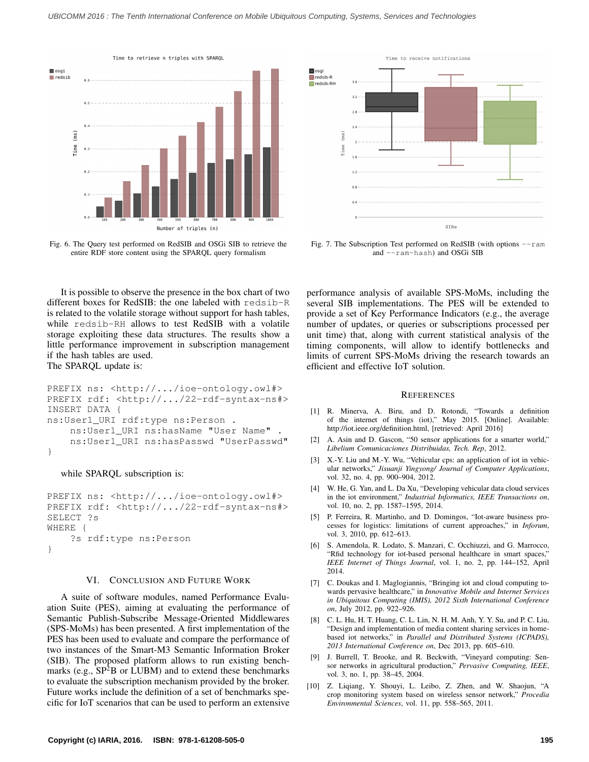Fig. 6. The Query test performed on RedSIB and OSGi SIB to retrieve the entire RDF store content using the SPARQL query formalism

Fig. 7. The Subscription Test performed on RedSIB (with options `--ram` and `--ram-hash`) and OSGi SIB

It is possible to observe the presence in the box chart of two different boxes for RedSIB: the one labeled with `redsib-R` is related to the volatile storage without support for hash tables, while `redsib-RH` allows to test RedSIB with a volatile storage exploiting these data structures. The results show a little performance improvement in subscription management if the hash tables are used.
The SPARQL update is:

```
PREFIX ns: <http://.../ioe-ontology.owl#>
PREFIX rdf: <http://.../22-rdf-syntax-ns#>
INSERT DATA {
ns:User1_URI rdf:type ns:Person .
    ns:User1_URI ns:hasName "User Name" .
    ns:User1_URI ns:hasPasswd "UserPasswd"
}
```

while SPARQL subscription is:

```
PREFIX ns: <http://.../ioe-ontology.owl#>
PREFIX rdf: <http://.../22-rdf-syntax-ns#>
SELECT ?s
WHERE {
    ?s rdf:type ns:Person
}
```

## VI. Conclusion and Future Work

A suite of software modules, named Performance Evaluation Suite (PES), aiming at evaluating the performance of Semantic Publish-Subscribe Message-Oriented Middlewares (SPS-MoMs) has been presented. A first implementation of the PES has been used to evaluate and compare the performance of two instances of the Smart-M3 Semantic Information Broker (SIB). The proposed platform allows to run existing benchmarks (e.g., SP$^2$B or LUBM) and to extend these benchmarks to evaluate the subscription mechanism provided by the broker. Future works include the definition of a set of benchmarks specific for IoT scenarios that can be used to perform an extensive performance analysis of available SPS-MoMs, including the several SIB implementations. The PES will be extended to provide a set of Key Performance Indicators (e.g., the average number of updates, or queries or subscriptions processed per unit time) that, along with current statistical analysis of the timing components, will allow to identify bottlenecks and limits of current SPS-MoMs driving the research towards an efficient and effective IoT solution.

## References

[1] R. Minerva, A. Biru, and D. Rotondi, "Towards a definition of the internet of things (iot)," May 2015. [Online]. Available: http://iot.ieee.org/definition.html, [retrieved: April 2016]

[2] A. Asin and D. Gascon, "50 sensor applications for a smarter world," *Libelium Comunicaciones Distribuidas, Tech. Rep*, 2012.

[3] X.-Y. Liu and M.-Y. Wu, "Vehicular cps: an application of iot in vehicular networks," *Jisuanji Yingyong/ Journal of Computer Applications*, vol. 32, no. 4, pp. 900–904, 2012.

[4] W. He, G. Yan, and L. Da Xu, "Developing vehicular data cloud services in the iot environment," *Industrial Informatics, IEEE Transactions on*, vol. 10, no. 2, pp. 1587–1595, 2014.

[5] P. Ferreira, R. Martinho, and D. Domingos, "Iot-aware business processes for logistics: limitations of current approaches," in *Inforum*, vol. 3, 2010, pp. 612–613.

[6] S. Amendola, R. Lodato, S. Manzari, C. Occhiuzzi, and G. Marrocco, "Rfid technology for iot-based personal healthcare in smart spaces," *IEEE Internet of Things Journal*, vol. 1, no. 2, pp. 144–152, April 2014.

[7] C. Doukas and I. Maglogiannis, "Bringing iot and cloud computing towards pervasive healthcare," in *Innovative Mobile and Internet Services in Ubiquitous Computing (IMIS), 2012 Sixth International Conference on*, July 2012, pp. 922–926.

[8] C. L. Hu, H. T. Huang, C. L. Lin, N. H. M. Anh, Y. Y. Su, and P. C. Liu, "Design and implementation of media content sharing services in home-based iot networks," in *Parallel and Distributed Systems (ICPADS), 2013 International Conference on*, Dec 2013, pp. 605–610.

[9] J. Burrell, T. Brooke, and R. Beckwith, "Vineyard computing: Sensor networks in agricultural production," *Pervasive Computing, IEEE*, vol. 3, no. 1, pp. 38–45, 2004.

[10] Z. Liqiang, Y. Shouyi, L. Leibo, Z. Zhen, and W. Shaojun, "A crop monitoring system based on wireless sensor network," *Procedia Environmental Sciences*, vol. 11, pp. 558–565, 2011.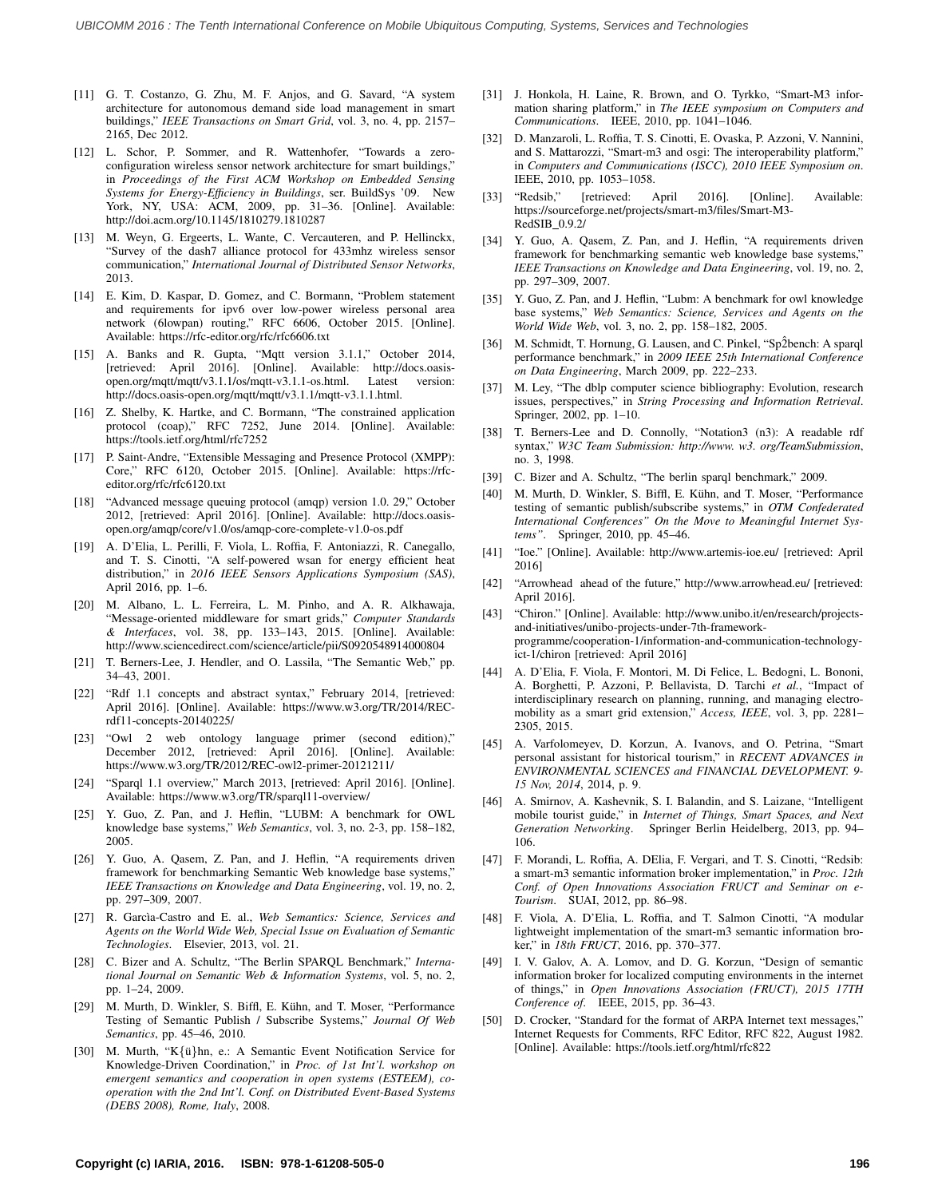[11] G. T. Costanzo, G. Zhu, M. F. Anjos, and G. Savard, "A system architecture for autonomous demand side load management in smart buildings," *IEEE Transactions on Smart Grid*, vol. 3, no. 4, pp. 2157–2165, Dec 2012.

[12] L. Schor, P. Sommer, and R. Wattenhofer, "Towards a zero-configuration wireless sensor network architecture for smart buildings," in *Proceedings of the First ACM Workshop on Embedded Sensing Systems for Energy-Efficiency in Buildings*, ser. BuildSys '09. New York, NY, USA: ACM, 2009, pp. 31–36. [Online]. Available: http://doi.acm.org/10.1145/1810279.1810287

[13] M. Weyn, G. Ergeerts, L. Wante, C. Vercauteren, and P. Hellinckx, "Survey of the dash7 alliance protocol for 433mhz wireless sensor communication," *International Journal of Distributed Sensor Networks*, 2013.

[14] E. Kim, D. Kaspar, D. Gomez, and C. Bormann, "Problem statement and requirements for ipv6 over low-power wireless personal area network (6lowpan) routing," RFC 6606, October 2015. [Online]. Available: https://rfc-editor.org/rfc/rfc6606.txt

[15] A. Banks and R. Gupta, "Mqtt version 3.1.1," October 2014, [retrieved: April 2016]. [Online]. Available: http://docs.oasis-open.org/mqtt/mqtt/v3.1.1/os/mqtt-v3.1.1-os.html. Latest version: http://docs.oasis-open.org/mqtt/mqtt/v3.1.1/mqtt-v3.1.1.html.

[16] Z. Shelby, K. Hartke, and C. Bormann, "The constrained application protocol (coap)," RFC 7252, June 2014. [Online]. Available: https://tools.ietf.org/html/rfc7252

[17] P. Saint-Andre, "Extensible Messaging and Presence Protocol (XMPP): Core," RFC 6120, October 2015. [Online]. Available: https://rfc-editor.org/rfc/rfc6120.txt

[18] "Advanced message queuing protocol (amqp) version 1.0. 29," October 2012, [retrieved: April 2016]. [Online]. Available: http://docs.oasis-open.org/amqp/core/v1.0/os/amqp-core-complete-v1.0-os.pdf

[19] A. D'Elia, L. Perilli, F. Viola, L. Roffia, F. Antoniazzi, R. Canegallo, and T. S. Cinotti, "A self-powered wsan for energy efficient heat distribution," in *2016 IEEE Sensors Applications Symposium (SAS)*, April 2016, pp. 1–6.

[20] M. Albano, L. L. Ferreira, L. M. Pinho, and A. R. Alkhawaja, "Message-oriented middleware for smart grids," *Computer Standards & Interfaces*, vol. 38, pp. 133–143, 2015. [Online]. Available: http://www.sciencedirect.com/science/article/pii/S0920548914000804

[21] T. Berners-Lee, J. Hendler, and O. Lassila, "The Semantic Web," pp. 34–43, 2001.

[22] "Rdf 1.1 concepts and abstract syntax," February 2014, [retrieved: April 2016]. [Online]. Available: https://www.w3.org/TR/2014/REC-rdf11-concepts-20140225/

[23] "Owl 2 web ontology language primer (second edition)," December 2012, [retrieved: April 2016]. [Online]. Available: https://www.w3.org/TR/2012/REC-owl2-primer-20121211/

[24] "Sparql 1.1 overview," March 2013, [retrieved: April 2016]. [Online]. Available: https://www.w3.org/TR/sparql11-overview/

[25] Y. Guo, Z. Pan, and J. Heflin, "LUBM: A benchmark for OWL knowledge base systems," *Web Semantics*, vol. 3, no. 2-3, pp. 158–182, 2005.

[26] Y. Guo, A. Qasem, Z. Pan, and J. Heflin, "A requirements driven framework for benchmarking Semantic Web knowledge base systems," *IEEE Transactions on Knowledge and Data Engineering*, vol. 19, no. 2, pp. 297–309, 2007.

[27] R. Garcìa-Castro and E. al., *Web Semantics: Science, Services and Agents on the World Wide Web, Special Issue on Evaluation of Semantic Technologies*. Elsevier, 2013, vol. 21.

[28] C. Bizer and A. Schultz, "The Berlin SPARQL Benchmark," *International Journal on Semantic Web & Information Systems*, vol. 5, no. 2, pp. 1–24, 2009.

[29] M. Murth, D. Winkler, S. Biffl, E. Kühn, and T. Moser, "Performance Testing of Semantic Publish / Subscribe Systems," *Journal Of Web Semantics*, pp. 45–46, 2010.

[30] M. Murth, "K{ü}hn, e.: A Semantic Event Notification Service for Knowledge-Driven Coordination," in *Proc. of 1st Int'l. workshop on emergent semantics and cooperation in open systems (ESTEEM), cooperation with the 2nd Int'l. Conf. on Distributed Event-Based Systems (DEBS 2008), Rome, Italy*, 2008.

[31] J. Honkola, H. Laine, R. Brown, and O. Tyrkko, "Smart-M3 information sharing platform," in *The IEEE symposium on Computers and Communications*. IEEE, 2010, pp. 1041–1046.

[32] D. Manzaroli, L. Roffia, T. S. Cinotti, E. Ovaska, P. Azzoni, V. Nannini, and S. Mattarozzi, "Smart-m3 and osgi: The interoperability platform," in *Computers and Communications (ISCC), 2010 IEEE Symposium on*. IEEE, 2010, pp. 1053–1058.

[33] "Redsib," [retrieved: April 2016]. [Online]. Available: https://sourceforge.net/projects/smart-m3/files/Smart-M3-RedSIB_0.9.2/

[34] Y. Guo, A. Qasem, Z. Pan, and J. Heflin, "A requirements driven framework for benchmarking semantic web knowledge base systems," *IEEE Transactions on Knowledge and Data Engineering*, vol. 19, no. 2, pp. 297–309, 2007.

[35] Y. Guo, Z. Pan, and J. Heflin, "Lubm: A benchmark for owl knowledge base systems," *Web Semantics: Science, Services and Agents on the World Wide Web*, vol. 3, no. 2, pp. 158–182, 2005.

[36] M. Schmidt, T. Hornung, G. Lausen, and C. Pinkel, "Sp2̂bench: A sparql performance benchmark," in *2009 IEEE 25th International Conference on Data Engineering*, March 2009, pp. 222–233.

[37] M. Ley, "The dblp computer science bibliography: Evolution, research issues, perspectives," in *String Processing and Information Retrieval*. Springer, 2002, pp. 1–10.

[38] T. Berners-Lee and D. Connolly, "Notation3 (n3): A readable rdf syntax," *W3C Team Submission: http://www. w3. org/TeamSubmission*, no. 3, 1998.

[39] C. Bizer and A. Schultz, "The berlin sparql benchmark," 2009.

[40] M. Murth, D. Winkler, S. Biffl, E. Kühn, and T. Moser, "Performance testing of semantic publish/subscribe systems," in *OTM Confederated International Conferences" On the Move to Meaningful Internet Systems"*. Springer, 2010, pp. 45–46.

[41] "Ioe." [Online]. Available: http://www.artemis-ioe.eu/ [retrieved: April 2016]

[42] "Arrowhead ahead of the future," http://www.arrowhead.eu/ [retrieved: April 2016].

[43] "Chiron." [Online]. Available: http://www.unibo.it/en/research/projects-and-initiatives/unibo-projects-under-7th-framework-programme/cooperation-1/information-and-communication-technology-ict-1/chiron [retrieved: April 2016]

[44] A. D'Elia, F. Viola, F. Montori, M. Di Felice, L. Bedogni, L. Bononi, A. Borghetti, P. Azzoni, P. Bellavista, D. Tarchi *et al.*, "Impact of interdisciplinary research on planning, running, and managing electromobility as a smart grid extension," *Access, IEEE*, vol. 3, pp. 2281–2305, 2015.

[45] A. Varfolomeyev, D. Korzun, A. Ivanovs, and O. Petrina, "Smart personal assistant for historical tourism," in *RECENT ADVANCES in ENVIRONMENTAL SCIENCES and FINANCIAL DEVELOPMENT. 9-15 Nov, 2014*, 2014, p. 9.

[46] A. Smirnov, A. Kashevnik, S. I. Balandin, and S. Laizane, "Intelligent mobile tourist guide," in *Internet of Things, Smart Spaces, and Next Generation Networking*. Springer Berlin Heidelberg, 2013, pp. 94–106.

[47] F. Morandi, L. Roffia, A. DElia, F. Vergari, and T. S. Cinotti, "Redsib: a smart-m3 semantic information broker implementation," in *Proc. 12th Conf. of Open Innovations Association FRUCT and Seminar on e-Tourism*. SUAI, 2012, pp. 86–98.

[48] F. Viola, A. D'Elia, L. Roffia, and T. Salmon Cinotti, "A modular lightweight implementation of the smart-m3 semantic information broker," in *18th FRUCT*, 2016, pp. 370–377.

[49] I. V. Galov, A. A. Lomov, and D. G. Korzun, "Design of semantic information broker for localized computing environments in the internet of things," in *Open Innovations Association (FRUCT), 2015 17TH Conference of*. IEEE, 2015, pp. 36–43.

[50] D. Crocker, "Standard for the format of ARPA Internet text messages," Internet Requests for Comments, RFC Editor, RFC 822, August 1982. [Online]. Available: https://tools.ietf.org/html/rfc822